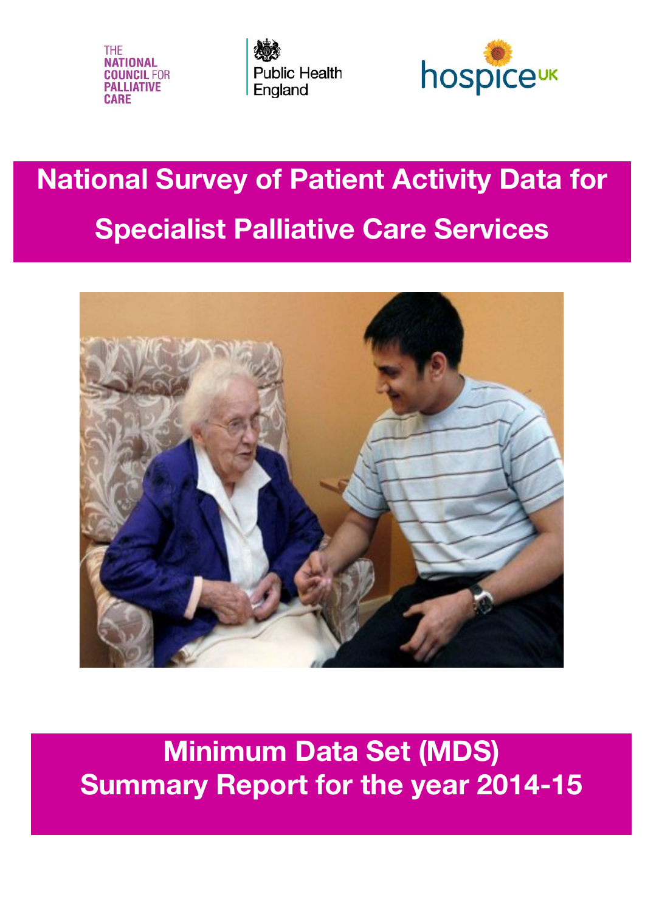THE NATIONAL COUNCIL FOR PALLIATIVE CARE

Public Health England

hospice UK

# National Survey of Patient Activity Data for Specialist Palliative Care Services

## Minimum Data Set (MDS) Summary Report for the year 2014-15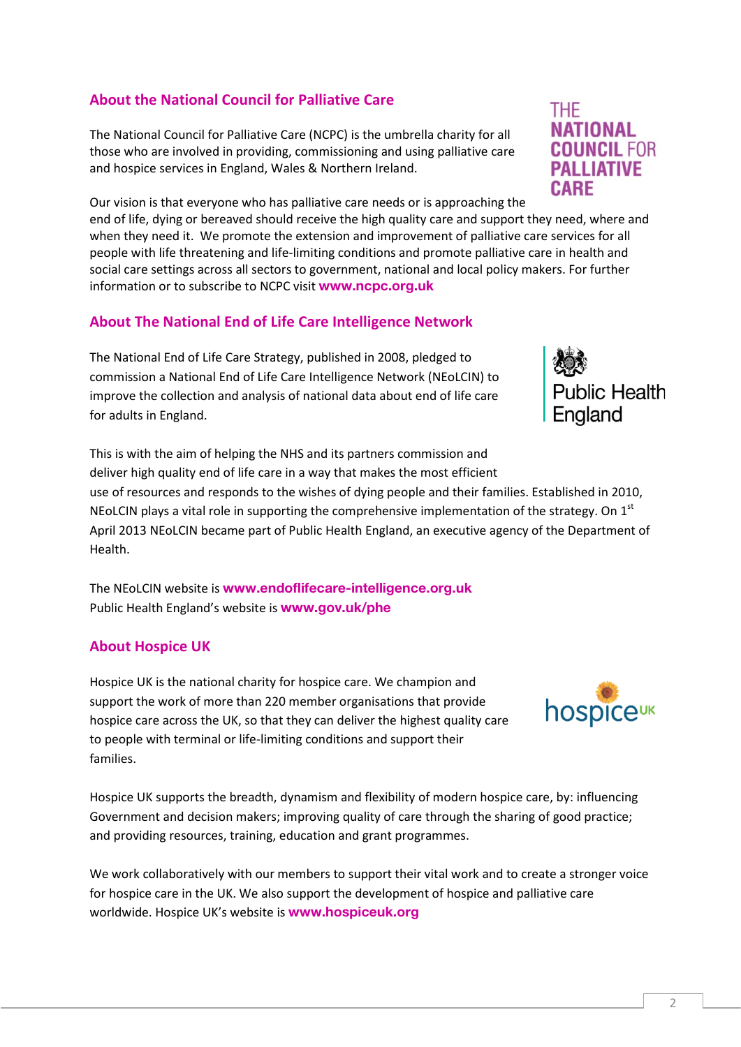## About the National Council for Palliative Care

The National Council for Palliative Care (NCPC) is the umbrella charity for all those who are involved in providing, commissioning and using palliative care and hospice services in England, Wales & Northern Ireland.

Our vision is that everyone who has palliative care needs or is approaching the end of life, dying or bereaved should receive the high quality care and support they need, where and when they need it. We promote the extension and improvement of palliative care services for all people with life threatening and life-limiting conditions and promote palliative care in health and social care settings across all sectors to government, national and local policy makers. For further information or to subscribe to NCPC visit **www.ncpc.org.uk**

## About The National End of Life Care Intelligence Network

The National End of Life Care Strategy, published in 2008, pledged to commission a National End of Life Care Intelligence Network (NEoLCIN) to improve the collection and analysis of national data about end of life care for adults in England.

This is with the aim of helping the NHS and its partners commission and deliver high quality end of life care in a way that makes the most efficient use of resources and responds to the wishes of dying people and their families. Established in 2010, NEoLCIN plays a vital role in supporting the comprehensive implementation of the strategy. On 1st April 2013 NEoLCIN became part of Public Health England, an executive agency of the Department of Health.

The NEoLCIN website is **www.endoflifecare-intelligence.org.uk**
Public Health England's website is **www.gov.uk/phe**

## About Hospice UK

Hospice UK is the national charity for hospice care. We champion and support the work of more than 220 member organisations that provide hospice care across the UK, so that they can deliver the highest quality care to people with terminal or life-limiting conditions and support their families.

Hospice UK supports the breadth, dynamism and flexibility of modern hospice care, by: influencing Government and decision makers; improving quality of care through the sharing of good practice; and providing resources, training, education and grant programmes.

We work collaboratively with our members to support their vital work and to create a stronger voice for hospice care in the UK. We also support the development of hospice and palliative care worldwide. Hospice UK's website is **www.hospiceuk.org**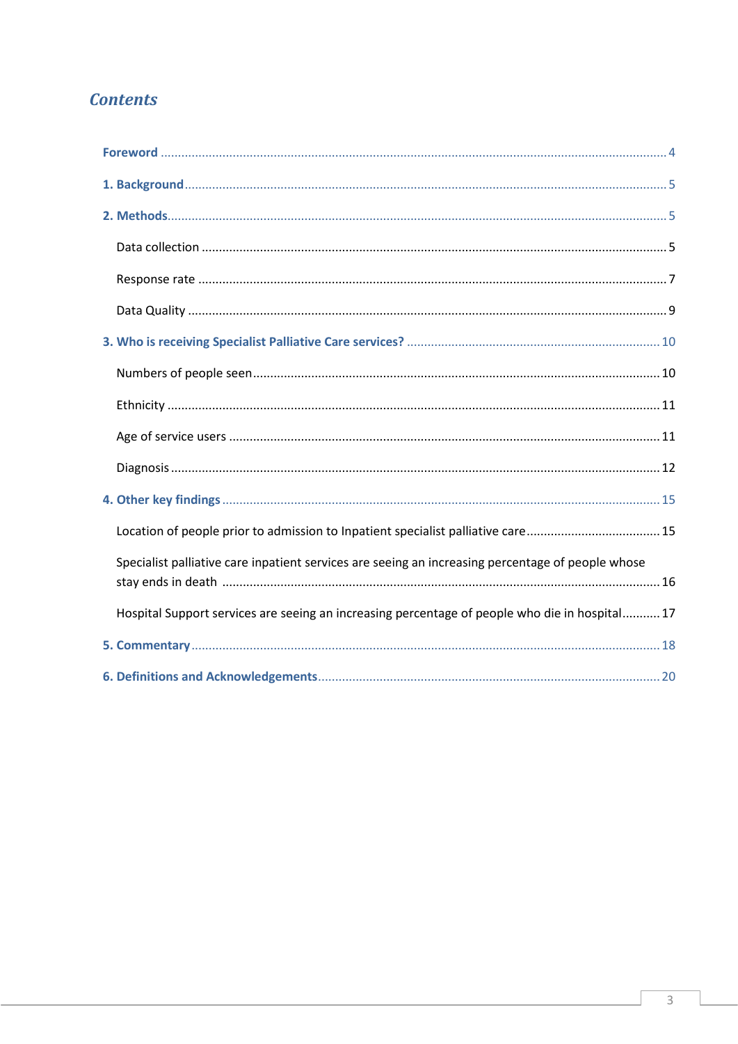# *Contents*

[Foreword](#) ........................................................................................................ 4

[1. Background](#) ........................................................................................................ 5

[2. Methods](#) ........................................................................................................ 5

- Data collection ........................................................................................................ 5
- Response rate ........................................................................................................ 7
- Data Quality ........................................................................................................ 9

[3. Who is receiving Specialist Palliative Care services?](#) ........................................................................................................ 10

- Numbers of people seen ........................................................................................................ 10
- Ethnicity ........................................................................................................ 11
- Age of service users ........................................................................................................ 11
- Diagnosis ........................................................................................................ 12

[4. Other key findings](#) ........................................................................................................ 15

- Location of people prior to admission to Inpatient specialist palliative care ........................................................................................................ 15
- Specialist palliative care inpatient services are seeing an increasing percentage of people whose stay ends in death ........................................................................................................ 16
- Hospital Support services are seeing an increasing percentage of people who die in hospital ........................................................................................................ 17

[5. Commentary](#) ........................................................................................................ 18

[6. Definitions and Acknowledgements](#) ........................................................................................................ 20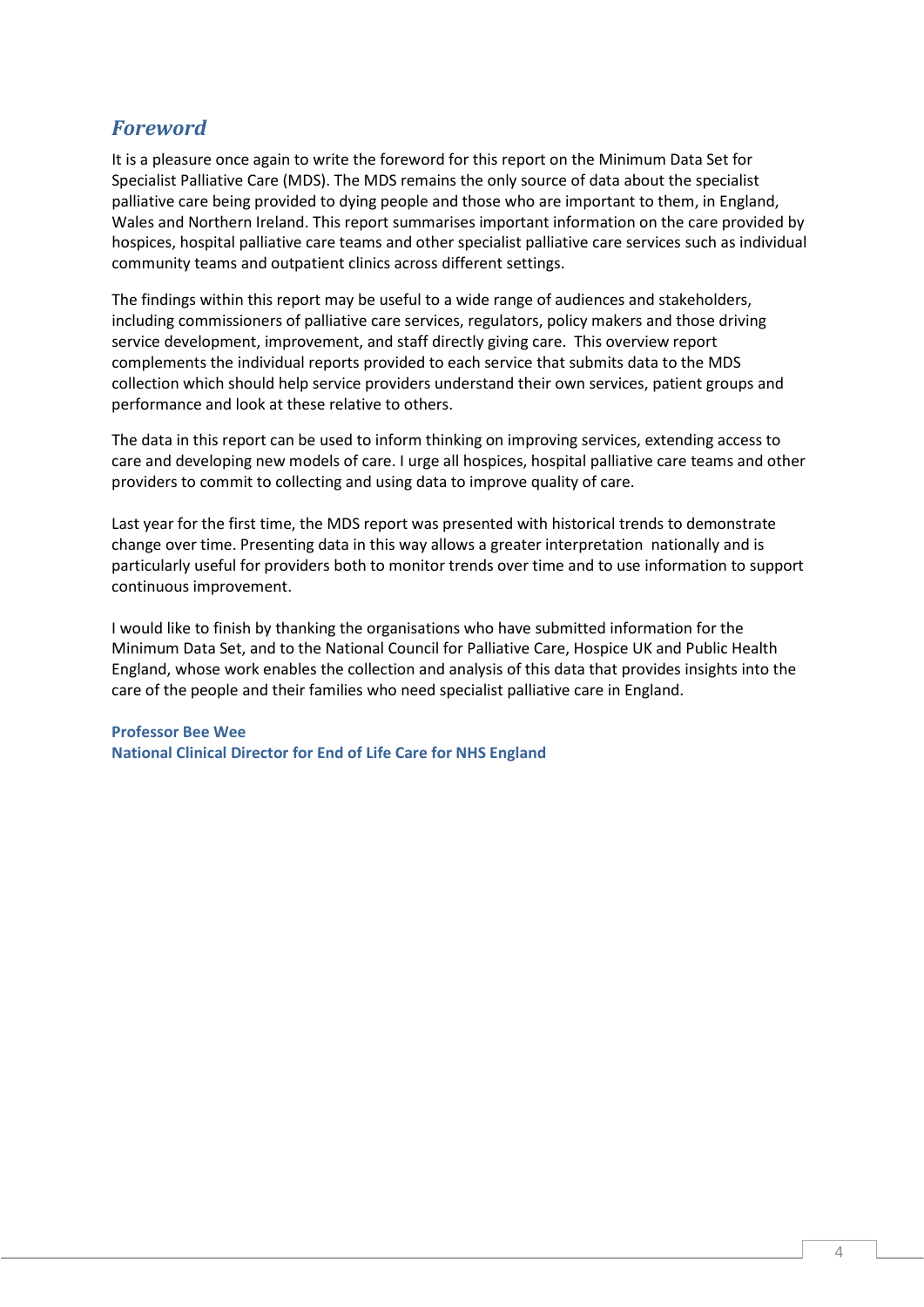## *Foreword*

It is a pleasure once again to write the foreword for this report on the Minimum Data Set for Specialist Palliative Care (MDS). The MDS remains the only source of data about the specialist palliative care being provided to dying people and those who are important to them, in England, Wales and Northern Ireland. This report summarises important information on the care provided by hospices, hospital palliative care teams and other specialist palliative care services such as individual community teams and outpatient clinics across different settings.

The findings within this report may be useful to a wide range of audiences and stakeholders, including commissioners of palliative care services, regulators, policy makers and those driving service development, improvement, and staff directly giving care. This overview report complements the individual reports provided to each service that submits data to the MDS collection which should help service providers understand their own services, patient groups and performance and look at these relative to others.

The data in this report can be used to inform thinking on improving services, extending access to care and developing new models of care. I urge all hospices, hospital palliative care teams and other providers to commit to collecting and using data to improve quality of care.

Last year for the first time, the MDS report was presented with historical trends to demonstrate change over time. Presenting data in this way allows a greater interpretation nationally and is particularly useful for providers both to monitor trends over time and to use information to support continuous improvement.

I would like to finish by thanking the organisations who have submitted information for the Minimum Data Set, and to the National Council for Palliative Care, Hospice UK and Public Health England, whose work enables the collection and analysis of this data that provides insights into the care of the people and their families who need specialist palliative care in England.

**Professor Bee Wee**
**National Clinical Director for End of Life Care for NHS England**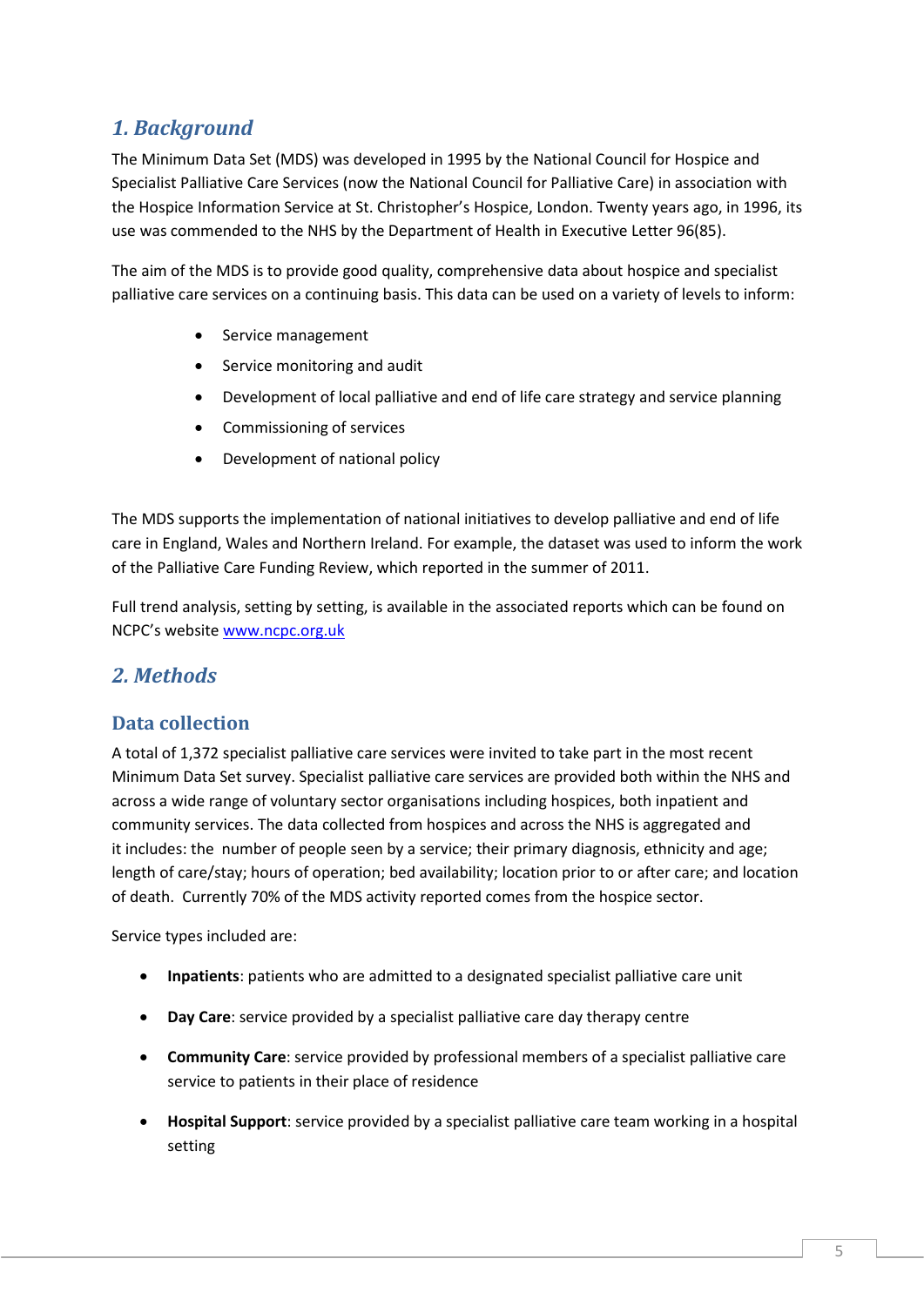## 1. Background

The Minimum Data Set (MDS) was developed in 1995 by the National Council for Hospice and Specialist Palliative Care Services (now the National Council for Palliative Care) in association with the Hospice Information Service at St. Christopher's Hospice, London. Twenty years ago, in 1996, its use was commended to the NHS by the Department of Health in Executive Letter 96(85).

The aim of the MDS is to provide good quality, comprehensive data about hospice and specialist palliative care services on a continuing basis. This data can be used on a variety of levels to inform:

- Service management
- Service monitoring and audit
- Development of local palliative and end of life care strategy and service planning
- Commissioning of services
- Development of national policy

The MDS supports the implementation of national initiatives to develop palliative and end of life care in England, Wales and Northern Ireland. For example, the dataset was used to inform the work of the Palliative Care Funding Review, which reported in the summer of 2011.

Full trend analysis, setting by setting, is available in the associated reports which can be found on NCPC's website www.ncpc.org.uk

## 2. Methods

### Data collection

A total of 1,372 specialist palliative care services were invited to take part in the most recent Minimum Data Set survey. Specialist palliative care services are provided both within the NHS and across a wide range of voluntary sector organisations including hospices, both inpatient and community services. The data collected from hospices and across the NHS is aggregated and it includes: the number of people seen by a service; their primary diagnosis, ethnicity and age; length of care/stay; hours of operation; bed availability; location prior to or after care; and location of death. Currently 70% of the MDS activity reported comes from the hospice sector.

Service types included are:

- **Inpatients**: patients who are admitted to a designated specialist palliative care unit
- **Day Care**: service provided by a specialist palliative care day therapy centre
- **Community Care**: service provided by professional members of a specialist palliative care service to patients in their place of residence
- **Hospital Support**: service provided by a specialist palliative care team working in a hospital setting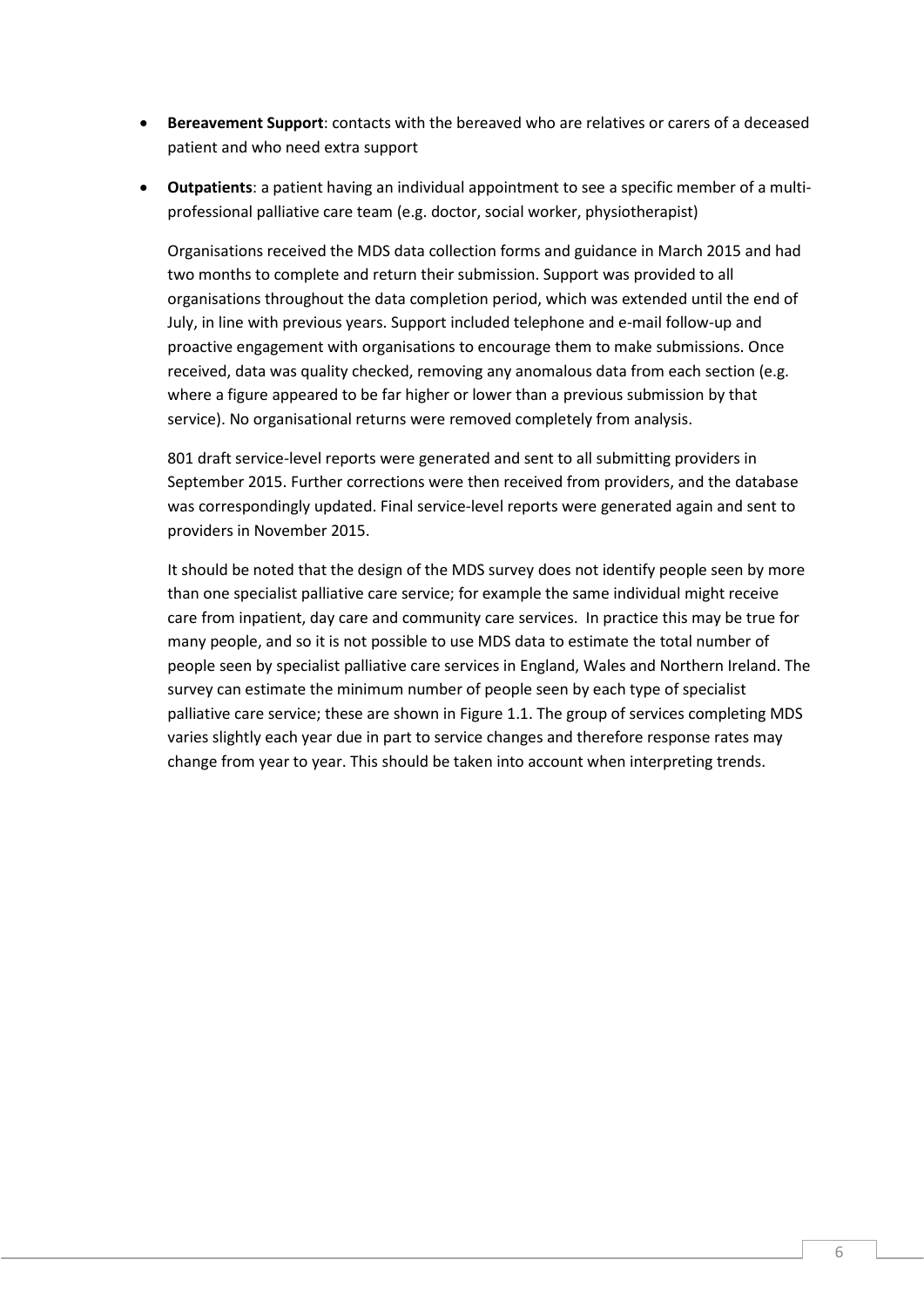- **Bereavement Support**: contacts with the bereaved who are relatives or carers of a deceased patient and who need extra support
- **Outpatients**: a patient having an individual appointment to see a specific member of a multi-professional palliative care team (e.g. doctor, social worker, physiotherapist)

Organisations received the MDS data collection forms and guidance in March 2015 and had two months to complete and return their submission. Support was provided to all organisations throughout the data completion period, which was extended until the end of July, in line with previous years. Support included telephone and e-mail follow-up and proactive engagement with organisations to encourage them to make submissions. Once received, data was quality checked, removing any anomalous data from each section (e.g. where a figure appeared to be far higher or lower than a previous submission by that service). No organisational returns were removed completely from analysis.

801 draft service-level reports were generated and sent to all submitting providers in September 2015. Further corrections were then received from providers, and the database was correspondingly updated. Final service-level reports were generated again and sent to providers in November 2015.

It should be noted that the design of the MDS survey does not identify people seen by more than one specialist palliative care service; for example the same individual might receive care from inpatient, day care and community care services. In practice this may be true for many people, and so it is not possible to use MDS data to estimate the total number of people seen by specialist palliative care services in England, Wales and Northern Ireland. The survey can estimate the minimum number of people seen by each type of specialist palliative care service; these are shown in Figure 1.1. The group of services completing MDS varies slightly each year due in part to service changes and therefore response rates may change from year to year. This should be taken into account when interpreting trends.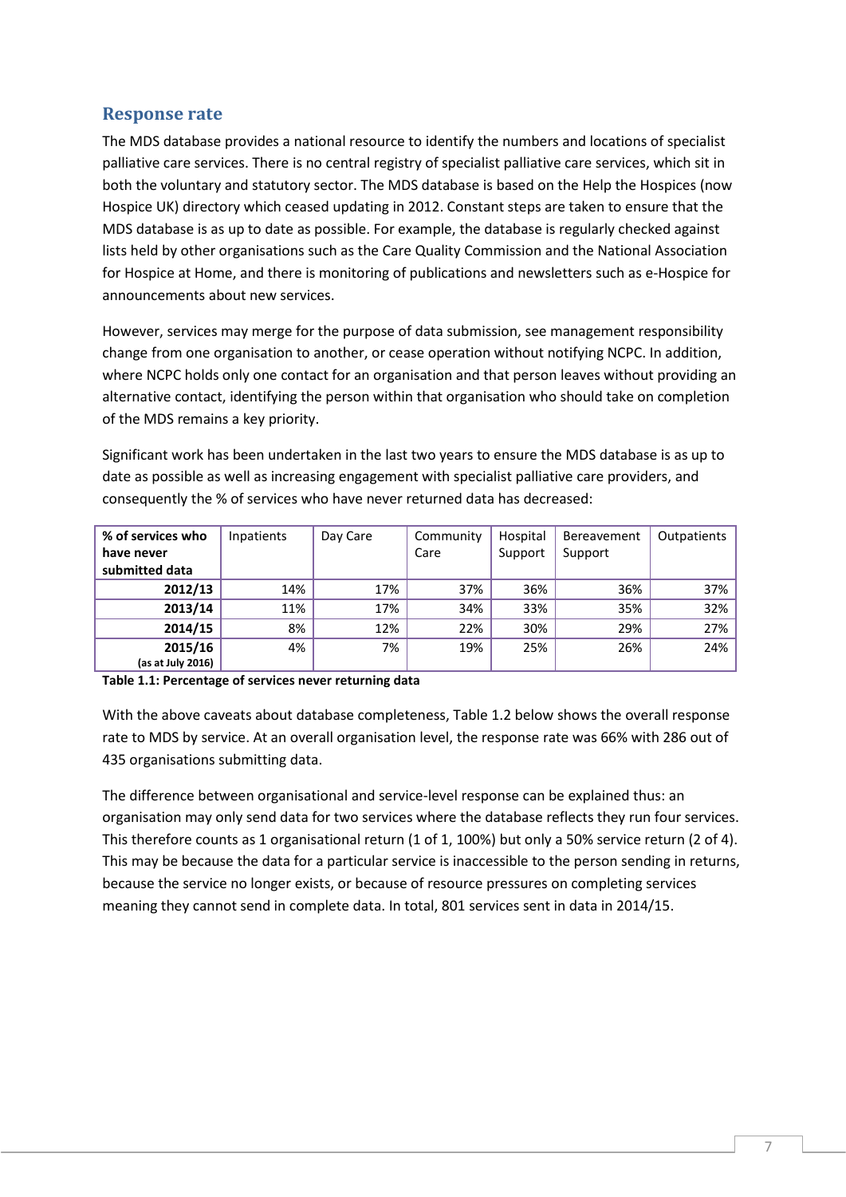## Response rate

The MDS database provides a national resource to identify the numbers and locations of specialist palliative care services. There is no central registry of specialist palliative care services, which sit in both the voluntary and statutory sector. The MDS database is based on the Help the Hospices (now Hospice UK) directory which ceased updating in 2012. Constant steps are taken to ensure that the MDS database is as up to date as possible. For example, the database is regularly checked against lists held by other organisations such as the Care Quality Commission and the National Association for Hospice at Home, and there is monitoring of publications and newsletters such as e-Hospice for announcements about new services.

However, services may merge for the purpose of data submission, see management responsibility change from one organisation to another, or cease operation without notifying NCPC. In addition, where NCPC holds only one contact for an organisation and that person leaves without providing an alternative contact, identifying the person within that organisation who should take on completion of the MDS remains a key priority.

Significant work has been undertaken in the last two years to ensure the MDS database is as up to date as possible as well as increasing engagement with specialist palliative care providers, and consequently the % of services who have never returned data has decreased:

| % of services who have never submitted data | Inpatients | Day Care | Community Care | Hospital Support | Bereavement Support | Outpatients |
|---|---|---|---|---|---|---|
| **2012/13** | 14% | 17% | 37% | 36% | 36% | 37% |
| **2013/14** | 11% | 17% | 34% | 33% | 35% | 32% |
| **2014/15** | 8% | 12% | 22% | 30% | 29% | 27% |
| **2015/16** (as at July 2016) | 4% | 7% | 19% | 25% | 26% | 24% |

**Table 1.1: Percentage of services never returning data**

With the above caveats about database completeness, Table 1.2 below shows the overall response rate to MDS by service. At an overall organisation level, the response rate was 66% with 286 out of 435 organisations submitting data.

The difference between organisational and service-level response can be explained thus: an organisation may only send data for two services where the database reflects they run four services. This therefore counts as 1 organisational return (1 of 1, 100%) but only a 50% service return (2 of 4). This may be because the data for a particular service is inaccessible to the person sending in returns, because the service no longer exists, or because of resource pressures on completing services meaning they cannot send in complete data. In total, 801 services sent in data in 2014/15.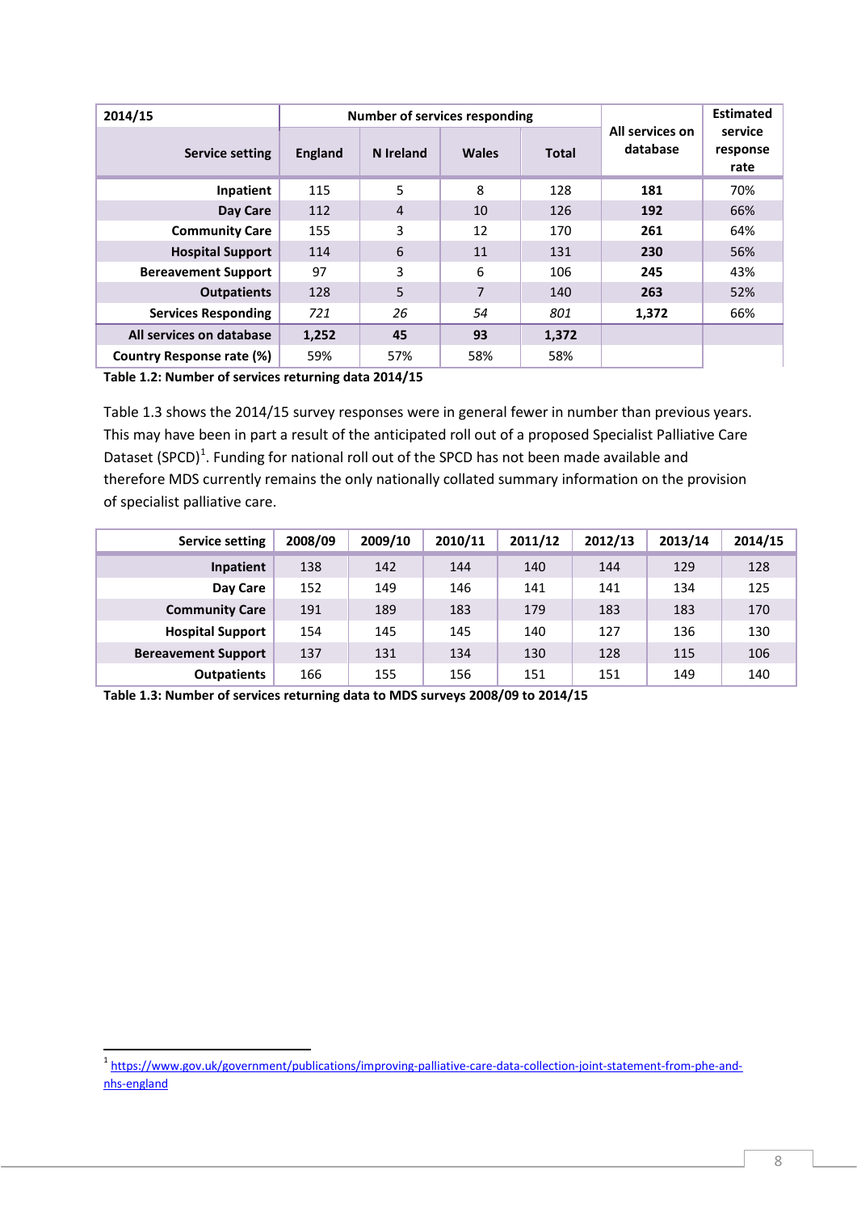| 2014/15 | Number of services responding | | | | All services on database | Estimated service response rate |
|---|---|---|---|---|---|---|
| Service setting | England | N Ireland | Wales | Total | | |
| **Inpatient** | 115 | 5 | 8 | 128 | **181** | 70% |
| **Day Care** | 112 | 4 | 10 | 126 | **192** | 66% |
| **Community Care** | 155 | 3 | 12 | 170 | **261** | 64% |
| **Hospital Support** | 114 | 6 | 11 | 131 | **230** | 56% |
| **Bereavement Support** | 97 | 3 | 6 | 106 | **245** | 43% |
| **Outpatients** | 128 | 5 | 7 | 140 | **263** | 52% |
| **Services Responding** | *721* | *26* | *54* | *801* | **1,372** | 66% |
| **All services on database** | **1,252** | **45** | **93** | **1,372** | | |
| **Country Response rate (%)** | 59% | 57% | 58% | 58% | | |

**Table 1.2: Number of services returning data 2014/15**

Table 1.3 shows the 2014/15 survey responses were in general fewer in number than previous years. This may have been in part a result of the anticipated roll out of a proposed Specialist Palliative Care Dataset (SPCD)[1]. Funding for national roll out of the SPCD has not been made available and therefore MDS currently remains the only nationally collated summary information on the provision of specialist palliative care.

| Service setting | 2008/09 | 2009/10 | 2010/11 | 2011/12 | 2012/13 | 2013/14 | 2014/15 |
|---|---|---|---|---|---|---|---|
| **Inpatient** | 138 | 142 | 144 | 140 | 144 | 129 | 128 |
| **Day Care** | 152 | 149 | 146 | 141 | 141 | 134 | 125 |
| **Community Care** | 191 | 189 | 183 | 179 | 183 | 183 | 170 |
| **Hospital Support** | 154 | 145 | 145 | 140 | 127 | 136 | 130 |
| **Bereavement Support** | 137 | 131 | 134 | 130 | 128 | 115 | 106 |
| **Outpatients** | 166 | 155 | 156 | 151 | 151 | 149 | 140 |

**Table 1.3: Number of services returning data to MDS surveys 2008/09 to 2014/15**

[1] https://www.gov.uk/government/publications/improving-palliative-care-data-collection-joint-statement-from-phe-and-nhs-england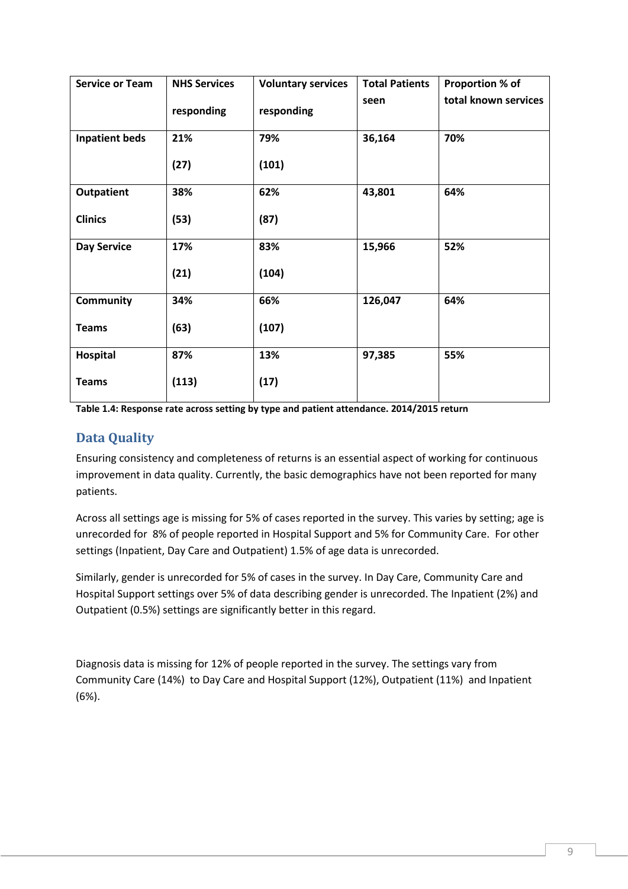| Service or Team | NHS Services responding | Voluntary services responding | Total Patients seen | Proportion % of total known services |
|---|---|---|---|---|
| **Inpatient beds** | **21% (27)** | **79% (101)** | **36,164** | **70%** |
| **Outpatient Clinics** | **38% (53)** | **62% (87)** | **43,801** | **64%** |
| **Day Service** | **17% (21)** | **83% (104)** | **15,966** | **52%** |
| **Community Teams** | **34% (63)** | **66% (107)** | **126,047** | **64%** |
| **Hospital Teams** | **87% (113)** | **13% (17)** | **97,385** | **55%** |

**Table 1.4: Response rate across setting by type and patient attendance. 2014/2015 return**

## Data Quality

Ensuring consistency and completeness of returns is an essential aspect of working for continuous improvement in data quality. Currently, the basic demographics have not been reported for many patients.

Across all settings age is missing for 5% of cases reported in the survey. This varies by setting; age is unrecorded for 8% of people reported in Hospital Support and 5% for Community Care. For other settings (Inpatient, Day Care and Outpatient) 1.5% of age data is unrecorded.

Similarly, gender is unrecorded for 5% of cases in the survey. In Day Care, Community Care and Hospital Support settings over 5% of data describing gender is unrecorded. The Inpatient (2%) and Outpatient (0.5%) settings are significantly better in this regard.

Diagnosis data is missing for 12% of people reported in the survey. The settings vary from Community Care (14%) to Day Care and Hospital Support (12%), Outpatient (11%) and Inpatient (6%).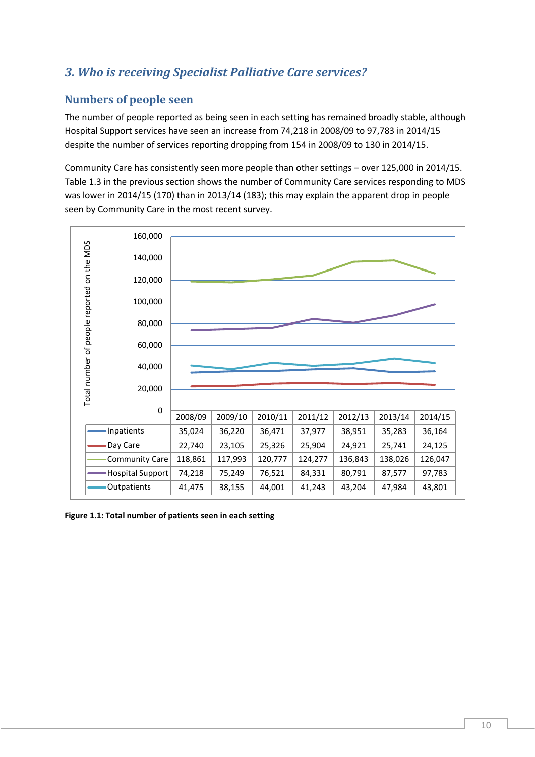## 3. Who is receiving Specialist Palliative Care services?

### Numbers of people seen

The number of people reported as being seen in each setting has remained broadly stable, although Hospital Support services have seen an increase from 74,218 in 2008/09 to 97,783 in 2014/15 despite the number of services reporting dropping from 154 in 2008/09 to 130 in 2014/15.

Community Care has consistently seen more people than other settings – over 125,000 in 2014/15. Table 1.3 in the previous section shows the number of Community Care services responding to MDS was lower in 2014/15 (170) than in 2013/14 (183); this may explain the apparent drop in people seen by Community Care in the most recent survey.

| | 2008/09 | 2009/10 | 2010/11 | 2011/12 | 2012/13 | 2013/14 | 2014/15 |
|---|---|---|---|---|---|---|---|
| Inpatients | 35,024 | 36,220 | 36,471 | 37,977 | 38,951 | 35,283 | 36,164 |
| Day Care | 22,740 | 23,105 | 25,326 | 25,904 | 24,921 | 25,741 | 24,125 |
| Community Care | 118,861 | 117,993 | 120,777 | 124,277 | 136,843 | 138,026 | 126,047 |
| Hospital Support | 74,218 | 75,249 | 76,521 | 84,331 | 80,791 | 87,577 | 97,783 |
| Outpatients | 41,475 | 38,155 | 44,001 | 41,243 | 43,204 | 47,984 | 43,801 |

**Figure 1.1: Total number of patients seen in each setting**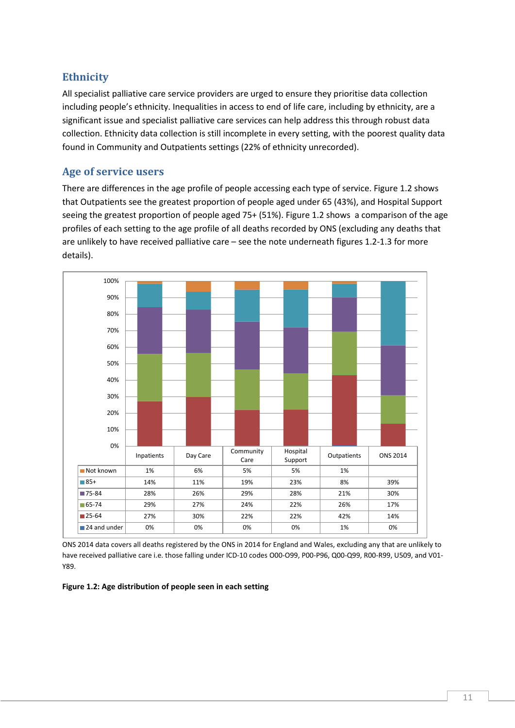## Ethnicity

All specialist palliative care service providers are urged to ensure they prioritise data collection including people's ethnicity. Inequalities in access to end of life care, including by ethnicity, are a significant issue and specialist palliative care services can help address this through robust data collection. Ethnicity data collection is still incomplete in every setting, with the poorest quality data found in Community and Outpatients settings (22% of ethnicity unrecorded).

## Age of service users

There are differences in the age profile of people accessing each type of service. Figure 1.2 shows that Outpatients see the greatest proportion of people aged under 65 (43%), and Hospital Support seeing the greatest proportion of people aged 75+ (51%). Figure 1.2 shows a comparison of the age profiles of each setting to the age profile of all deaths recorded by ONS (excluding any deaths that are unlikely to have received palliative care – see the note underneath figures 1.2-1.3 for more details).

| | Inpatients | Day Care | Community Care | Hospital Support | Outpatients | ONS 2014 |
|---|---|---|---|---|---|---|
| Not known | 1% | 6% | 5% | 5% | 1% | |
| 85+ | 14% | 11% | 19% | 23% | 8% | 39% |
| 75-84 | 28% | 26% | 29% | 28% | 21% | 30% |
| 65-74 | 29% | 27% | 24% | 22% | 26% | 17% |
| 25-64 | 27% | 30% | 22% | 22% | 42% | 14% |
| 24 and under | 0% | 0% | 0% | 0% | 1% | 0% |

ONS 2014 data covers all deaths registered by the ONS in 2014 for England and Wales, excluding any that are unlikely to have received palliative care i.e. those falling under ICD-10 codes O00-O99, P00-P96, Q00-Q99, R00-R99, U509, and V01-Y89.

**Figure 1.2: Age distribution of people seen in each setting**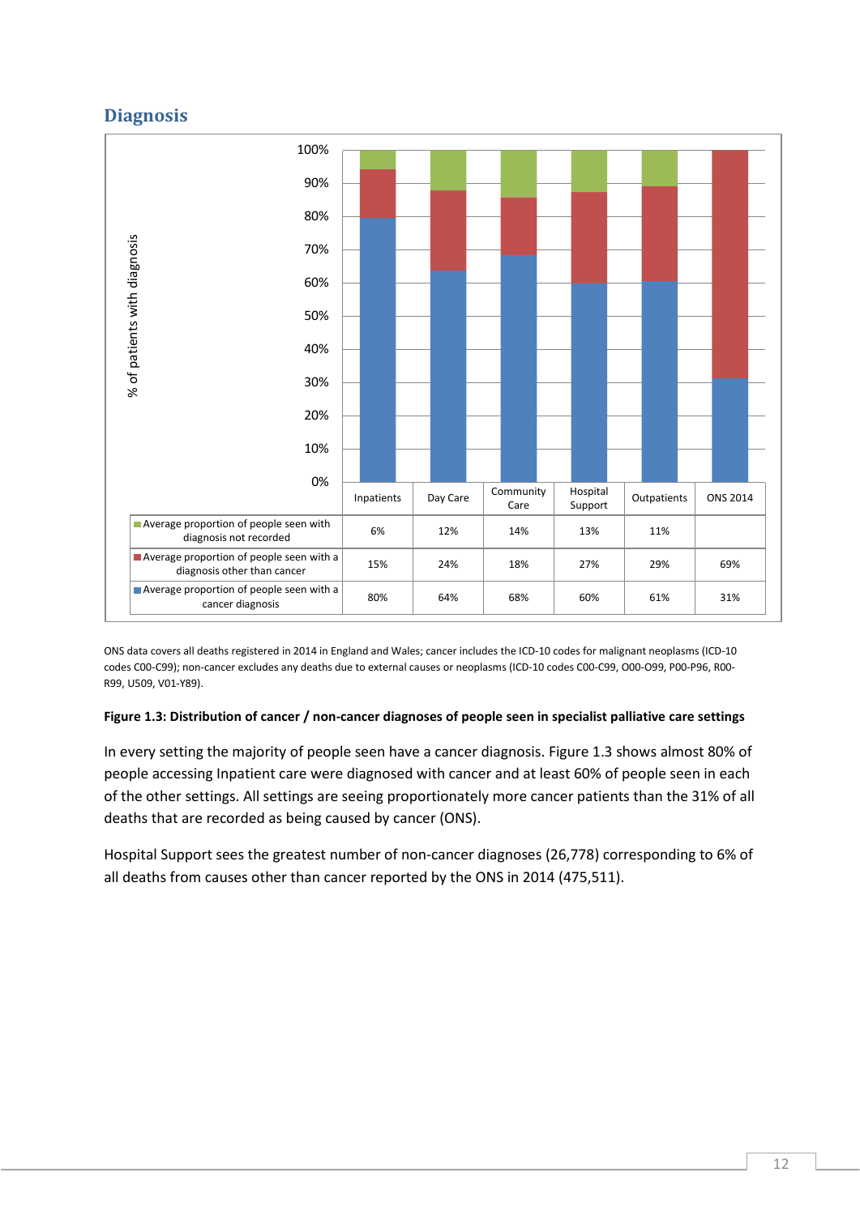## Diagnosis

| | Inpatients | Day Care | Community Care | Hospital Support | Outpatients | ONS 2014 |
|---|---|---|---|---|---|---|
| Average proportion of people seen with diagnosis not recorded | 6% | 12% | 14% | 13% | 11% | |
| Average proportion of people seen with a diagnosis other than cancer | 15% | 24% | 18% | 27% | 29% | 69% |
| Average proportion of people seen with a cancer diagnosis | 80% | 64% | 68% | 60% | 61% | 31% |

ONS data covers all deaths registered in 2014 in England and Wales; cancer includes the ICD-10 codes for malignant neoplasms (ICD-10 codes C00-C99); non-cancer excludes any deaths due to external causes or neoplasms (ICD-10 codes C00-C99, O00-O99, P00-P96, R00-R99, U509, V01-Y89).

**Figure 1.3: Distribution of cancer / non-cancer diagnoses of people seen in specialist palliative care settings**

In every setting the majority of people seen have a cancer diagnosis. Figure 1.3 shows almost 80% of people accessing Inpatient care were diagnosed with cancer and at least 60% of people seen in each of the other settings. All settings are seeing proportionately more cancer patients than the 31% of all deaths that are recorded as being caused by cancer (ONS).

Hospital Support sees the greatest number of non-cancer diagnoses (26,778) corresponding to 6% of all deaths from causes other than cancer reported by the ONS in 2014 (475,511).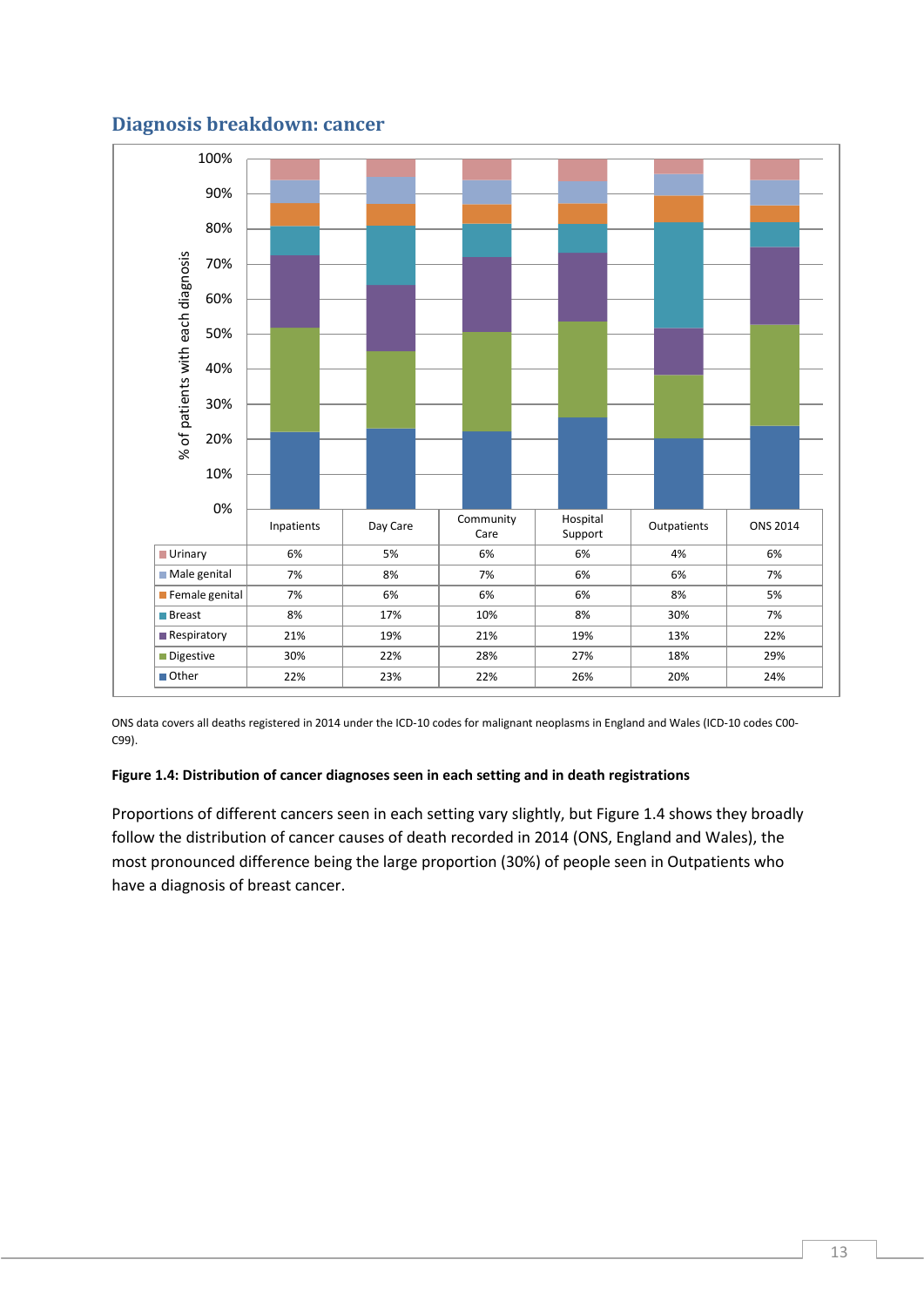## Diagnosis breakdown: cancer

|  | Inpatients | Day Care | Community Care | Hospital Support | Outpatients | ONS 2014 |
|---|---|---|---|---|---|---|
| Urinary | 6% | 5% | 6% | 6% | 4% | 6% |
| Male genital | 7% | 8% | 7% | 6% | 6% | 7% |
| Female genital | 7% | 6% | 6% | 6% | 8% | 5% |
| Breast | 8% | 17% | 10% | 8% | 30% | 7% |
| Respiratory | 21% | 19% | 21% | 19% | 13% | 22% |
| Digestive | 30% | 22% | 28% | 27% | 18% | 29% |
| Other | 22% | 23% | 22% | 26% | 20% | 24% |

ONS data covers all deaths registered in 2014 under the ICD-10 codes for malignant neoplasms in England and Wales (ICD-10 codes C00-C99).

**Figure 1.4: Distribution of cancer diagnoses seen in each setting and in death registrations**

Proportions of different cancers seen in each setting vary slightly, but Figure 1.4 shows they broadly follow the distribution of cancer causes of death recorded in 2014 (ONS, England and Wales), the most pronounced difference being the large proportion (30%) of people seen in Outpatients who have a diagnosis of breast cancer.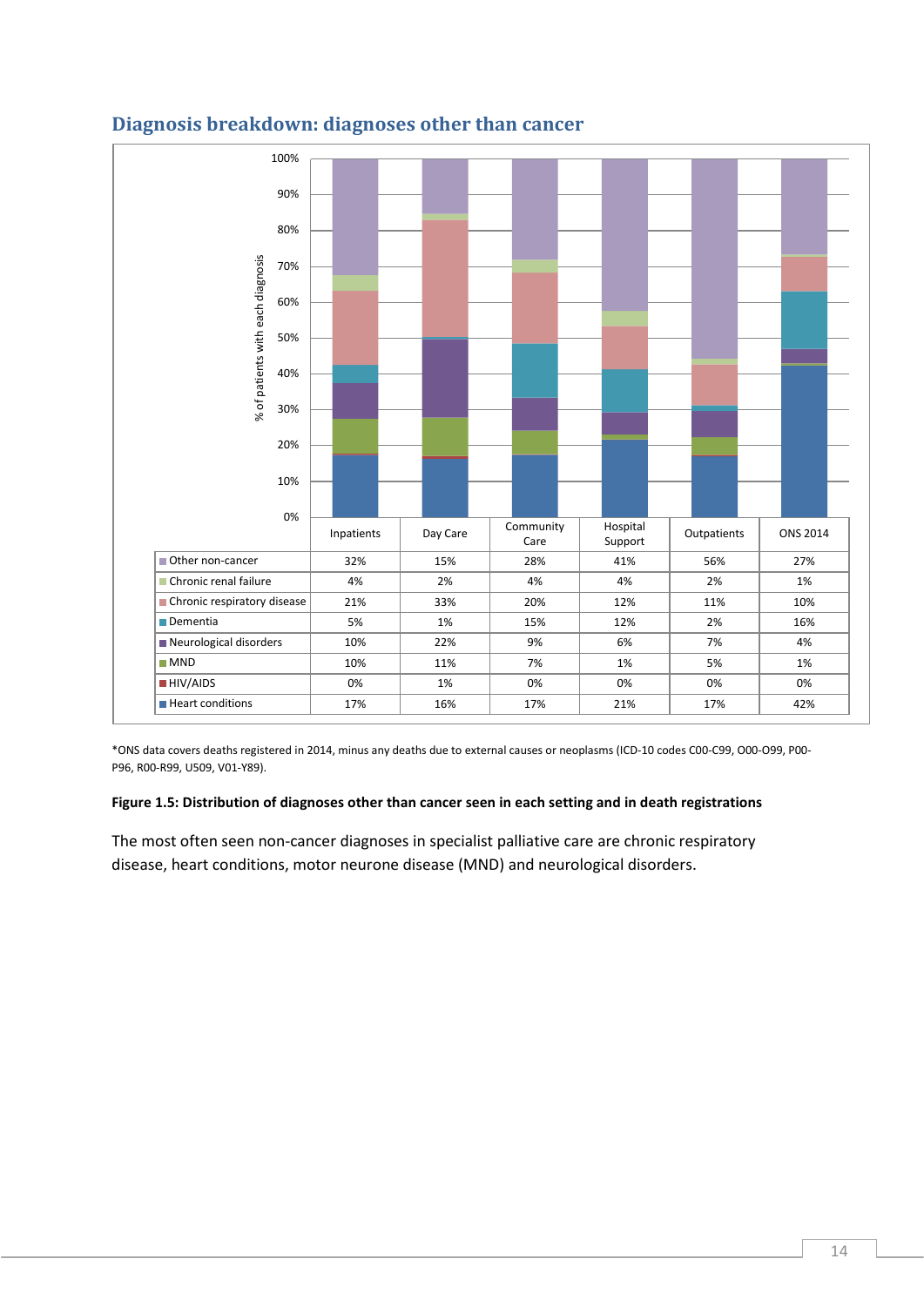## Diagnosis breakdown: diagnoses other than cancer

| | Inpatients | Day Care | Community Care | Hospital Support | Outpatients | ONS 2014 |
|---|---|---|---|---|---|---|
| Other non-cancer | 32% | 15% | 28% | 41% | 56% | 27% |
| Chronic renal failure | 4% | 2% | 4% | 4% | 2% | 1% |
| Chronic respiratory disease | 21% | 33% | 20% | 12% | 11% | 10% |
| Dementia | 5% | 1% | 15% | 12% | 2% | 16% |
| Neurological disorders | 10% | 22% | 9% | 6% | 7% | 4% |
| MND | 10% | 11% | 7% | 1% | 5% | 1% |
| HIV/AIDS | 0% | 1% | 0% | 0% | 0% | 0% |
| Heart conditions | 17% | 16% | 17% | 21% | 17% | 42% |

*ONS data covers deaths registered in 2014, minus any deaths due to external causes or neoplasms (ICD-10 codes C00-C99, O00-O99, P00-P96, R00-R99, U509, V01-Y89).

**Figure 1.5: Distribution of diagnoses other than cancer seen in each setting and in death registrations**

The most often seen non-cancer diagnoses in specialist palliative care are chronic respiratory disease, heart conditions, motor neurone disease (MND) and neurological disorders.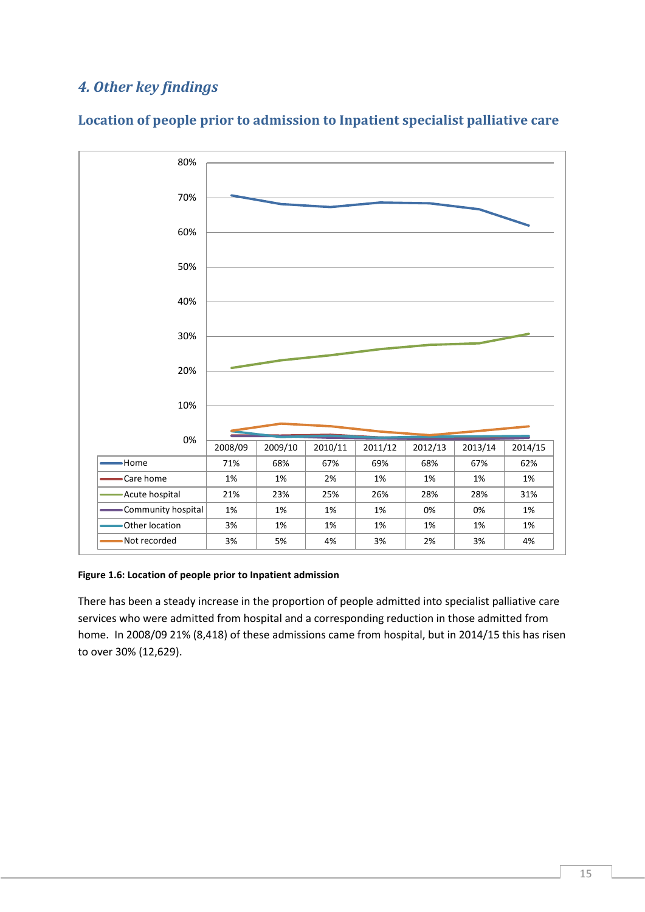## 4. Other key findings

### Location of people prior to admission to Inpatient specialist palliative care

| | 2008/09 | 2009/10 | 2010/11 | 2011/12 | 2012/13 | 2013/14 | 2014/15 |
|---|---|---|---|---|---|---|---|
| Home | 71% | 68% | 67% | 69% | 68% | 67% | 62% |
| Care home | 1% | 1% | 2% | 1% | 1% | 1% | 1% |
| Acute hospital | 21% | 23% | 25% | 26% | 28% | 28% | 31% |
| Community hospital | 1% | 1% | 1% | 1% | 0% | 0% | 1% |
| Other location | 3% | 1% | 1% | 1% | 1% | 1% | 1% |
| Not recorded | 3% | 5% | 4% | 3% | 2% | 3% | 4% |

**Figure 1.6: Location of people prior to Inpatient admission**

There has been a steady increase in the proportion of people admitted into specialist palliative care services who were admitted from hospital and a corresponding reduction in those admitted from home. In 2008/09 21% (8,418) of these admissions came from hospital, but in 2014/15 this has risen to over 30% (12,629).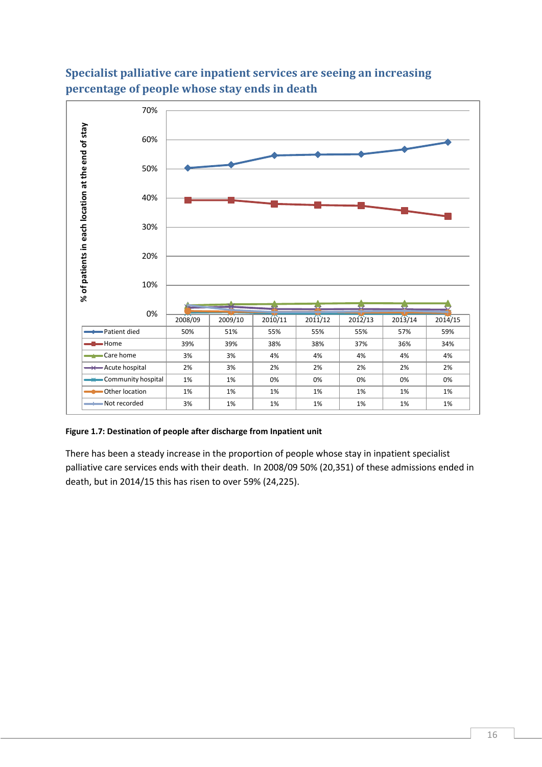## Specialist palliative care inpatient services are seeing an increasing percentage of people whose stay ends in death

| | 2008/09 | 2009/10 | 2010/11 | 2011/12 | 2012/13 | 2013/14 | 2014/15 |
|---|---|---|---|---|---|---|---|
| Patient died | 50% | 51% | 55% | 55% | 55% | 57% | 59% |
| Home | 39% | 39% | 38% | 38% | 37% | 36% | 34% |
| Care home | 3% | 3% | 4% | 4% | 4% | 4% | 4% |
| Acute hospital | 2% | 3% | 2% | 2% | 2% | 2% | 2% |
| Community hospital | 1% | 1% | 0% | 0% | 0% | 0% | 0% |
| Other location | 1% | 1% | 1% | 1% | 1% | 1% | 1% |
| Not recorded | 3% | 1% | 1% | 1% | 1% | 1% | 1% |

**Figure 1.7: Destination of people after discharge from Inpatient unit**

There has been a steady increase in the proportion of people whose stay in inpatient specialist palliative care services ends with their death. In 2008/09 50% (20,351) of these admissions ended in death, but in 2014/15 this has risen to over 59% (24,225).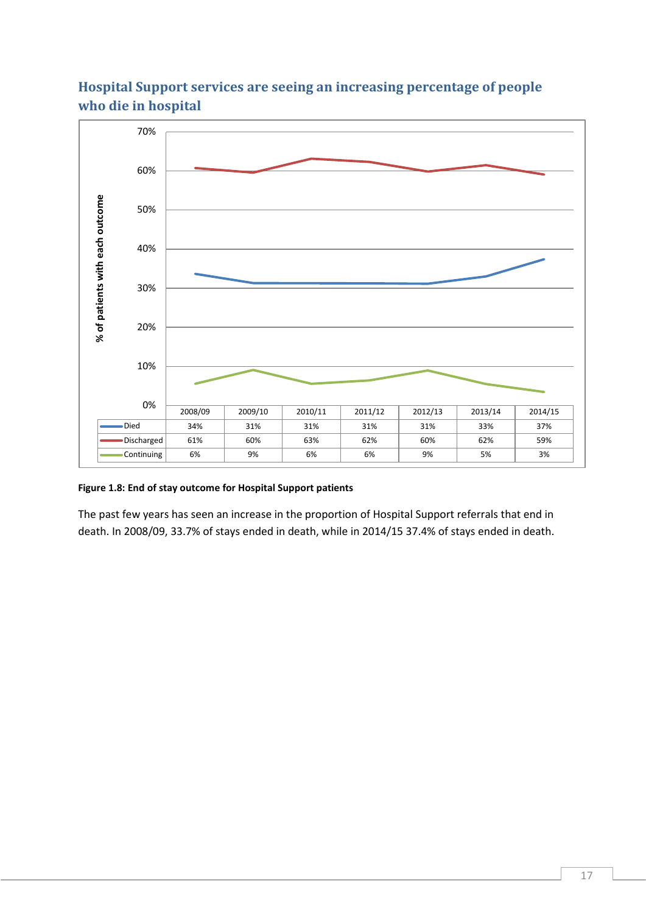## Hospital Support services are seeing an increasing percentage of people who die in hospital

| | 2008/09 | 2009/10 | 2010/11 | 2011/12 | 2012/13 | 2013/14 | 2014/15 |
|---|---|---|---|---|---|---|---|
| Died | 34% | 31% | 31% | 31% | 31% | 33% | 37% |
| Discharged | 61% | 60% | 63% | 62% | 60% | 62% | 59% |
| Continuing | 6% | 9% | 6% | 6% | 9% | 5% | 3% |

**Figure 1.8: End of stay outcome for Hospital Support patients**

The past few years has seen an increase in the proportion of Hospital Support referrals that end in death. In 2008/09, 33.7% of stays ended in death, while in 2014/15 37.4% of stays ended in death.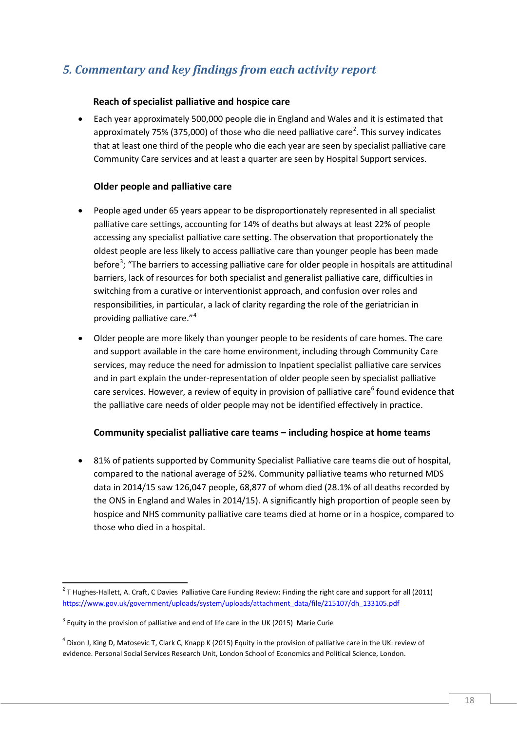## *5. Commentary and key findings from each activity report*

### Reach of specialist palliative and hospice care

- Each year approximately 500,000 people die in England and Wales and it is estimated that approximately 75% (375,000) of those who die need palliative care[2]. This survey indicates that at least one third of the people who die each year are seen by specialist palliative care Community Care services and at least a quarter are seen by Hospital Support services.

### Older people and palliative care

- People aged under 65 years appear to be disproportionately represented in all specialist palliative care settings, accounting for 14% of deaths but always at least 22% of people accessing any specialist palliative care setting. The observation that proportionately the oldest people are less likely to access palliative care than younger people has been made before[3]; "The barriers to accessing palliative care for older people in hospitals are attitudinal barriers, lack of resources for both specialist and generalist palliative care, difficulties in switching from a curative or interventionist approach, and confusion over roles and responsibilities, in particular, a lack of clarity regarding the role of the geriatrician in providing palliative care."[4]

- Older people are more likely than younger people to be residents of care homes. The care and support available in the care home environment, including through Community Care services, may reduce the need for admission to Inpatient specialist palliative care services and in part explain the under-representation of older people seen by specialist palliative care services. However, a review of equity in provision of palliative care[6] found evidence that the palliative care needs of older people may not be identified effectively in practice.

### Community specialist palliative care teams – including hospice at home teams

- 81% of patients supported by Community Specialist Palliative care teams die out of hospital, compared to the national average of 52%. Community palliative teams who returned MDS data in 2014/15 saw 126,047 people, 68,877 of whom died (28.1% of all deaths recorded by the ONS in England and Wales in 2014/15). A significantly high proportion of people seen by hospice and NHS community palliative care teams died at home or in a hospice, compared to those who died in a hospital.

---

[2] T Hughes-Hallett, A. Craft, C Davies Palliative Care Funding Review: Finding the right care and support for all (2011) https://www.gov.uk/government/uploads/system/uploads/attachment_data/file/215107/dh_133105.pdf

[3] Equity in the provision of palliative and end of life care in the UK (2015) Marie Curie

[4] Dixon J, King D, Matosevic T, Clark C, Knapp K (2015) Equity in the provision of palliative care in the UK: review of evidence. Personal Social Services Research Unit, London School of Economics and Political Science, London.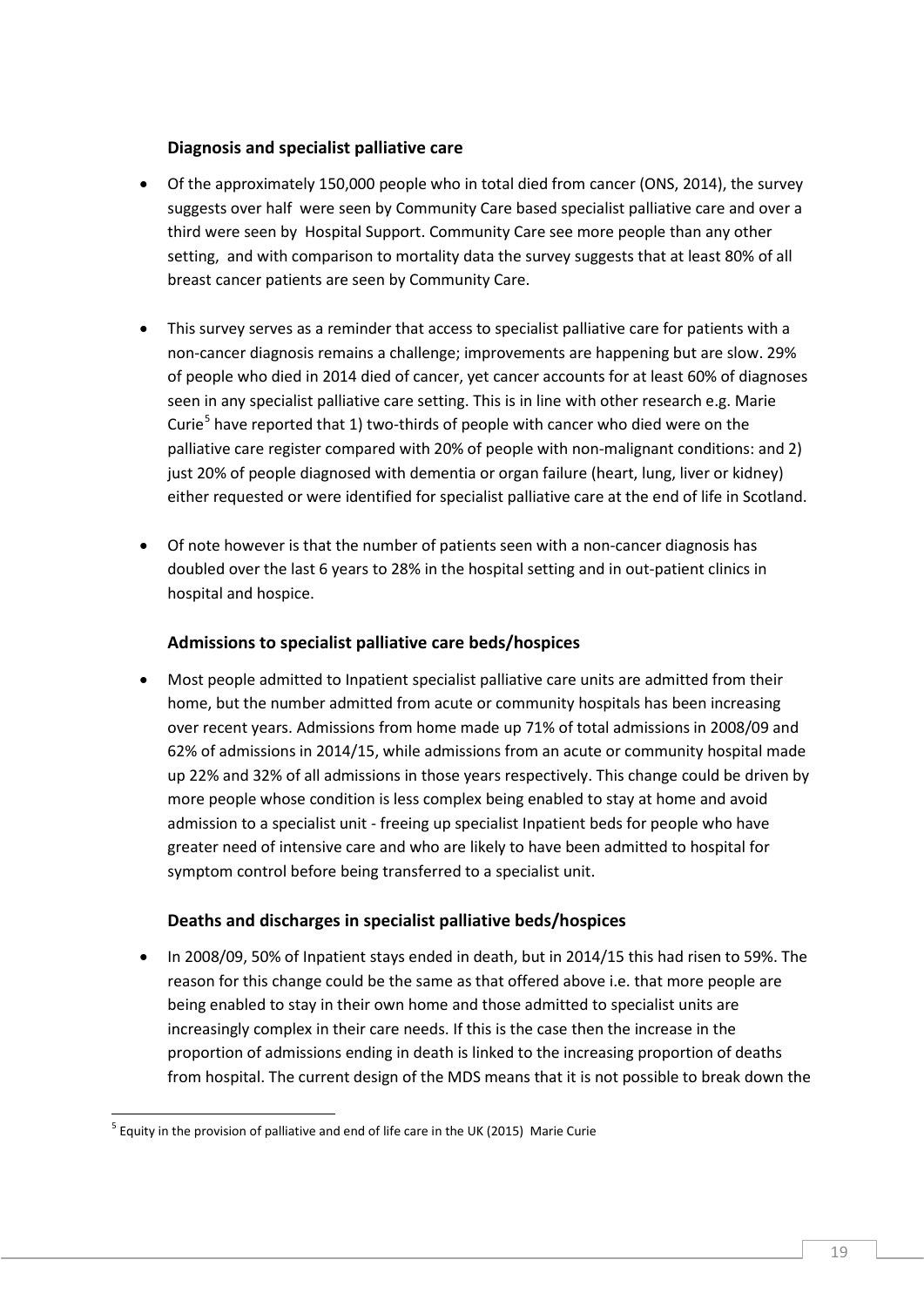### Diagnosis and specialist palliative care

- Of the approximately 150,000 people who in total died from cancer (ONS, 2014), the survey suggests over half were seen by Community Care based specialist palliative care and over a third were seen by Hospital Support. Community Care see more people than any other setting, and with comparison to mortality data the survey suggests that at least 80% of all breast cancer patients are seen by Community Care.

- This survey serves as a reminder that access to specialist palliative care for patients with a non-cancer diagnosis remains a challenge; improvements are happening but are slow. 29% of people who died in 2014 died of cancer, yet cancer accounts for at least 60% of diagnoses seen in any specialist palliative care setting. This is in line with other research e.g. Marie Curie[5] have reported that 1) two-thirds of people with cancer who died were on the palliative care register compared with 20% of people with non-malignant conditions: and 2) just 20% of people diagnosed with dementia or organ failure (heart, lung, liver or kidney) either requested or were identified for specialist palliative care at the end of life in Scotland.

- Of note however is that the number of patients seen with a non-cancer diagnosis has doubled over the last 6 years to 28% in the hospital setting and in out-patient clinics in hospital and hospice.

### Admissions to specialist palliative care beds/hospices

- Most people admitted to Inpatient specialist palliative care units are admitted from their home, but the number admitted from acute or community hospitals has been increasing over recent years. Admissions from home made up 71% of total admissions in 2008/09 and 62% of admissions in 2014/15, while admissions from an acute or community hospital made up 22% and 32% of all admissions in those years respectively. This change could be driven by more people whose condition is less complex being enabled to stay at home and avoid admission to a specialist unit - freeing up specialist Inpatient beds for people who have greater need of intensive care and who are likely to have been admitted to hospital for symptom control before being transferred to a specialist unit.

### Deaths and discharges in specialist palliative beds/hospices

- In 2008/09, 50% of Inpatient stays ended in death, but in 2014/15 this had risen to 59%. The reason for this change could be the same as that offered above i.e. that more people are being enabled to stay in their own home and those admitted to specialist units are increasingly complex in their care needs. If this is the case then the increase in the proportion of admissions ending in death is linked to the increasing proportion of deaths from hospital. The current design of the MDS means that it is not possible to break down the

[5] Equity in the provision of palliative and end of life care in the UK (2015) Marie Curie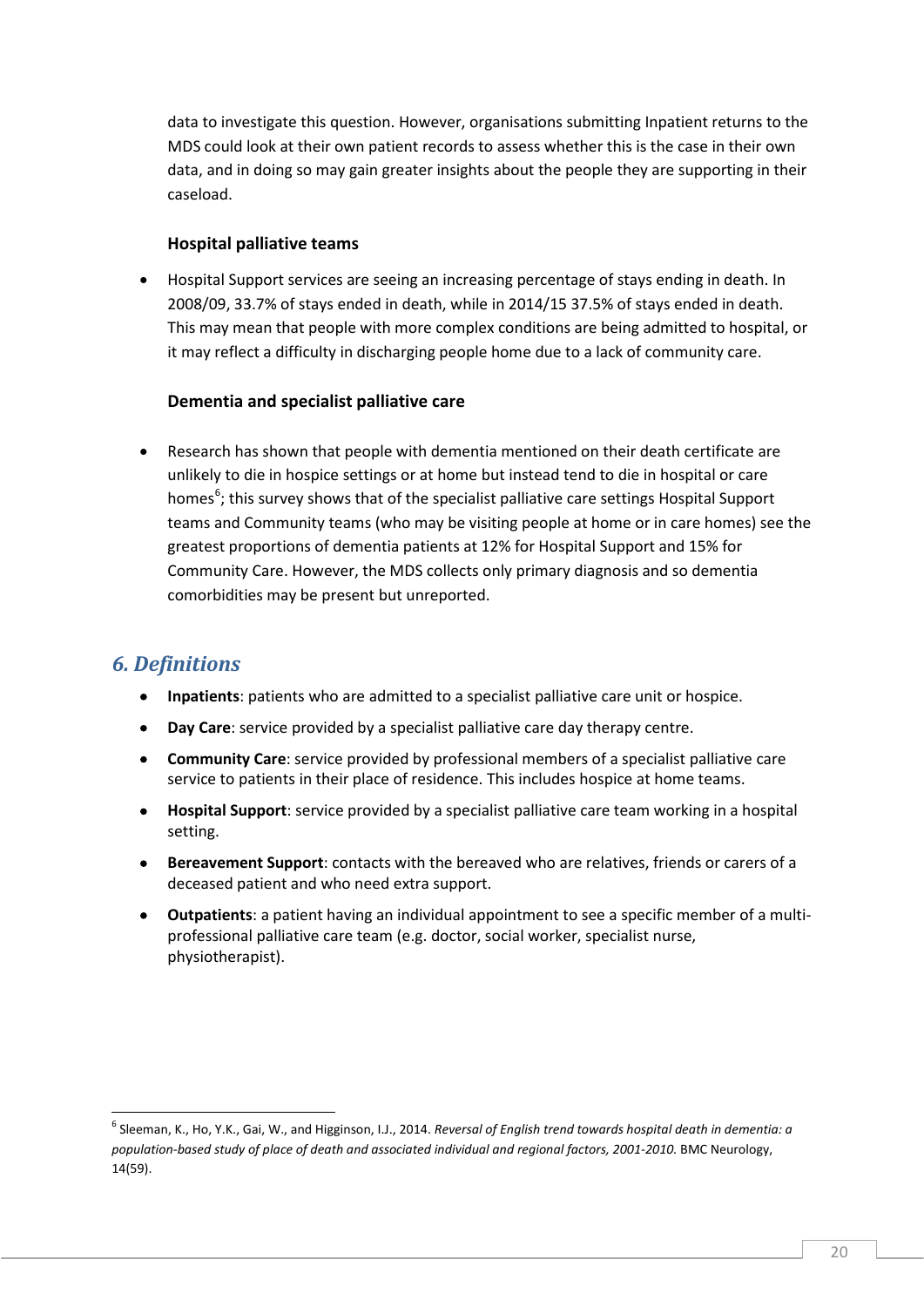data to investigate this question. However, organisations submitting Inpatient returns to the MDS could look at their own patient records to assess whether this is the case in their own data, and in doing so may gain greater insights about the people they are supporting in their caseload.

**Hospital palliative teams**

- Hospital Support services are seeing an increasing percentage of stays ending in death. In 2008/09, 33.7% of stays ended in death, while in 2014/15 37.5% of stays ended in death. This may mean that people with more complex conditions are being admitted to hospital, or it may reflect a difficulty in discharging people home due to a lack of community care.

**Dementia and specialist palliative care**

- Research has shown that people with dementia mentioned on their death certificate are unlikely to die in hospice settings or at home but instead tend to die in hospital or care homes[6]; this survey shows that of the specialist palliative care settings Hospital Support teams and Community teams (who may be visiting people at home or in care homes) see the greatest proportions of dementia patients at 12% for Hospital Support and 15% for Community Care. However, the MDS collects only primary diagnosis and so dementia comorbidities may be present but unreported.

## *6. Definitions*

- **Inpatients**: patients who are admitted to a specialist palliative care unit or hospice.
- **Day Care**: service provided by a specialist palliative care day therapy centre.
- **Community Care**: service provided by professional members of a specialist palliative care service to patients in their place of residence. This includes hospice at home teams.
- **Hospital Support**: service provided by a specialist palliative care team working in a hospital setting.
- **Bereavement Support**: contacts with the bereaved who are relatives, friends or carers of a deceased patient and who need extra support.
- **Outpatients**: a patient having an individual appointment to see a specific member of a multi-professional palliative care team (e.g. doctor, social worker, specialist nurse, physiotherapist).

---

[6] Sleeman, K., Ho, Y.K., Gai, W., and Higginson, I.J., 2014. *Reversal of English trend towards hospital death in dementia: a population-based study of place of death and associated individual and regional factors, 2001-2010.* BMC Neurology, 14(59).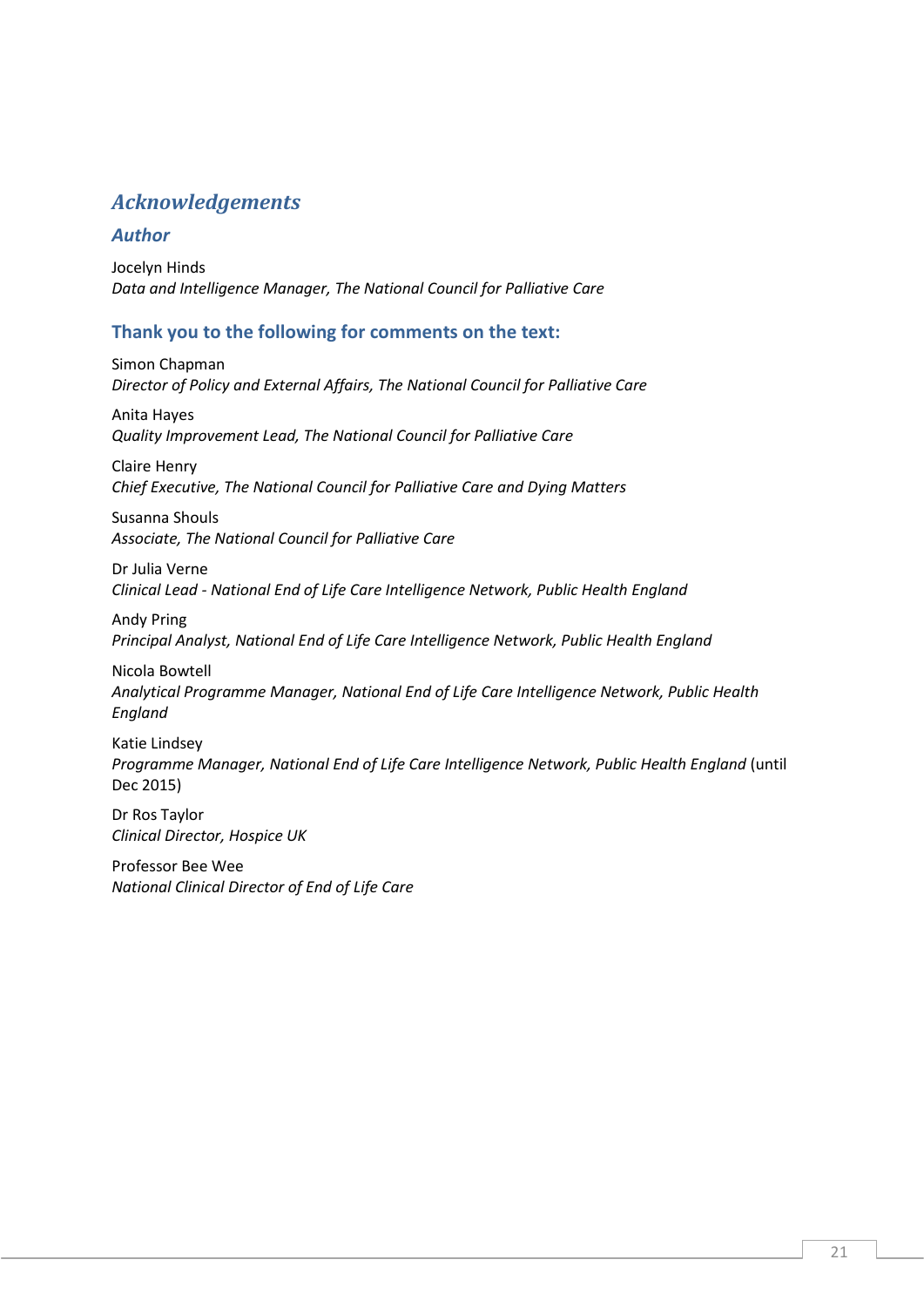## *Acknowledgements*

### *Author*

Jocelyn Hinds
*Data and Intelligence Manager, The National Council for Palliative Care*

### Thank you to the following for comments on the text:

Simon Chapman
*Director of Policy and External Affairs, The National Council for Palliative Care*

Anita Hayes
*Quality Improvement Lead, The National Council for Palliative Care*

Claire Henry
*Chief Executive, The National Council for Palliative Care and Dying Matters*

Susanna Shouls
*Associate, The National Council for Palliative Care*

Dr Julia Verne
*Clinical Lead - National End of Life Care Intelligence Network, Public Health England*

Andy Pring
*Principal Analyst, National End of Life Care Intelligence Network, Public Health England*

Nicola Bowtell
*Analytical Programme Manager, National End of Life Care Intelligence Network, Public Health England*

Katie Lindsey
*Programme Manager, National End of Life Care Intelligence Network, Public Health England* (until Dec 2015)

Dr Ros Taylor
*Clinical Director, Hospice UK*

Professor Bee Wee
*National Clinical Director of End of Life Care*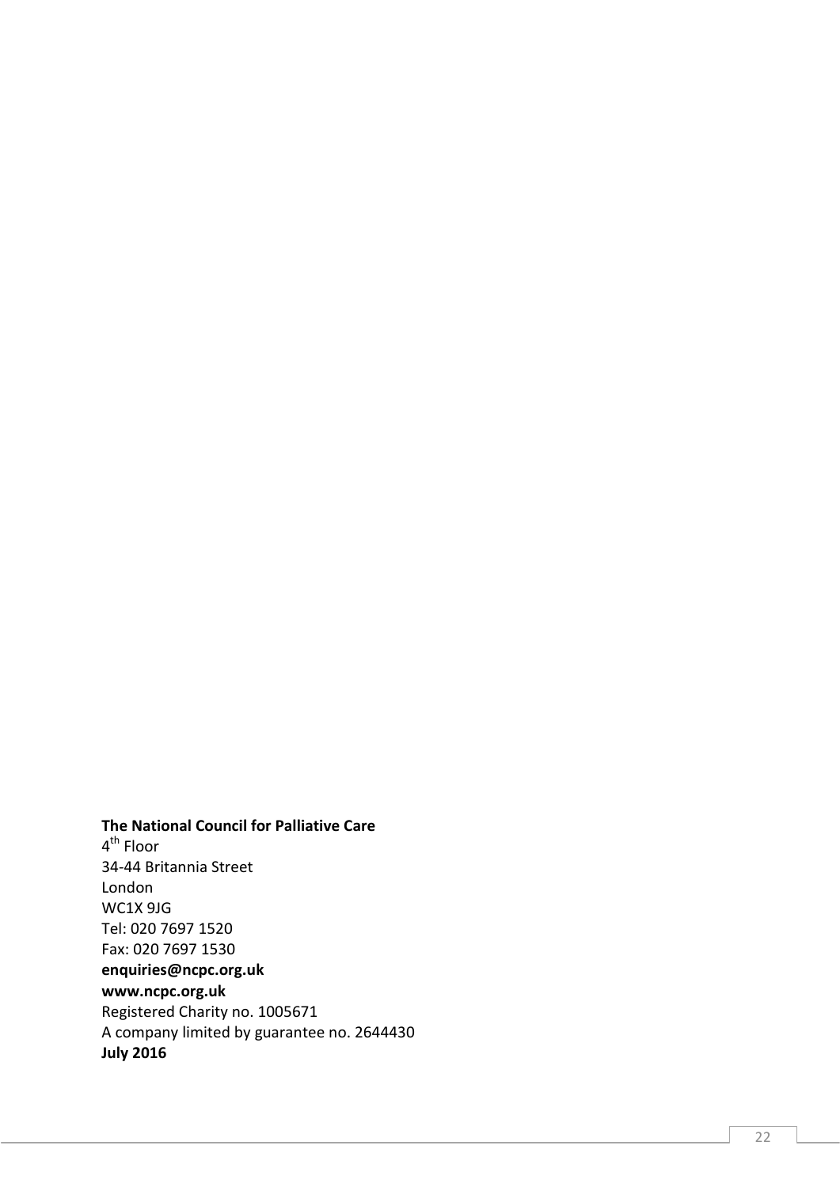**The National Council for Palliative Care**
4th Floor
34-44 Britannia Street
London
WC1X 9JG
Tel: 020 7697 1520
Fax: 020 7697 1530
**enquiries@ncpc.org.uk**
**www.ncpc.org.uk**
Registered Charity no. 1005671
A company limited by guarantee no. 2644430
**July 2016**